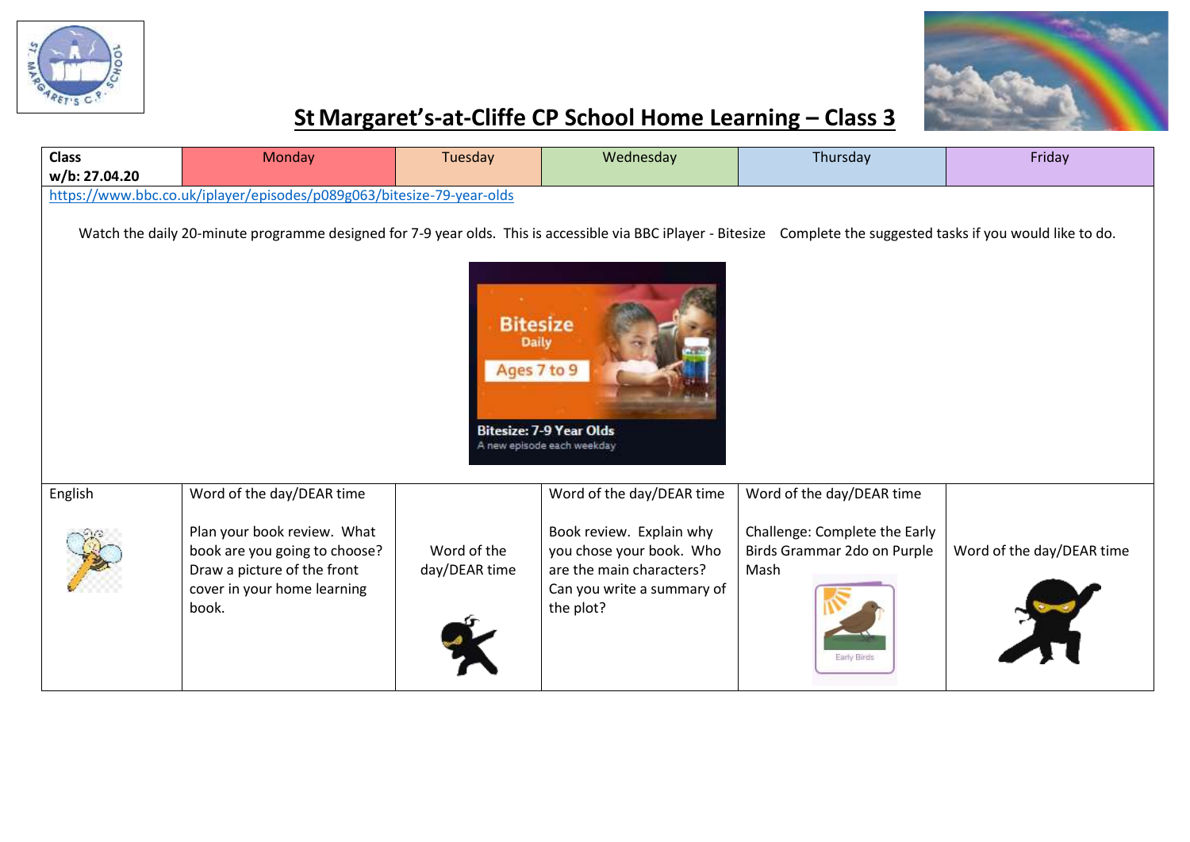# St Margaret's-at-Cliffe CP School Home Learning – Class 3

| **Class w/b: 27.04.20** | Monday | Tuesday | Wednesday | Thursday | Friday |
|---|---|---|---|---|---|
| https://www.bbc.co.uk/iplayer/episodes/p089g063/bitesize-79-year-olds<br><br>Watch the daily 20-minute programme designed for 7-9 year olds. This is accessible via BBC iPlayer - Bitesize Complete the suggested tasks if you would like to do. | | | | | |
| English | Word of the day/DEAR time<br><br>Plan your book review. What book are you going to choose? Draw a picture of the front cover in your home learning book. | Word of the day/DEAR time | Word of the day/DEAR time<br><br>Book review. Explain why you chose your book. Who are the main characters? Can you write a summary of the plot? | Word of the day/DEAR time<br><br>Challenge: Complete the Early Birds Grammar 2do on Purple Mash | Word of the day/DEAR time |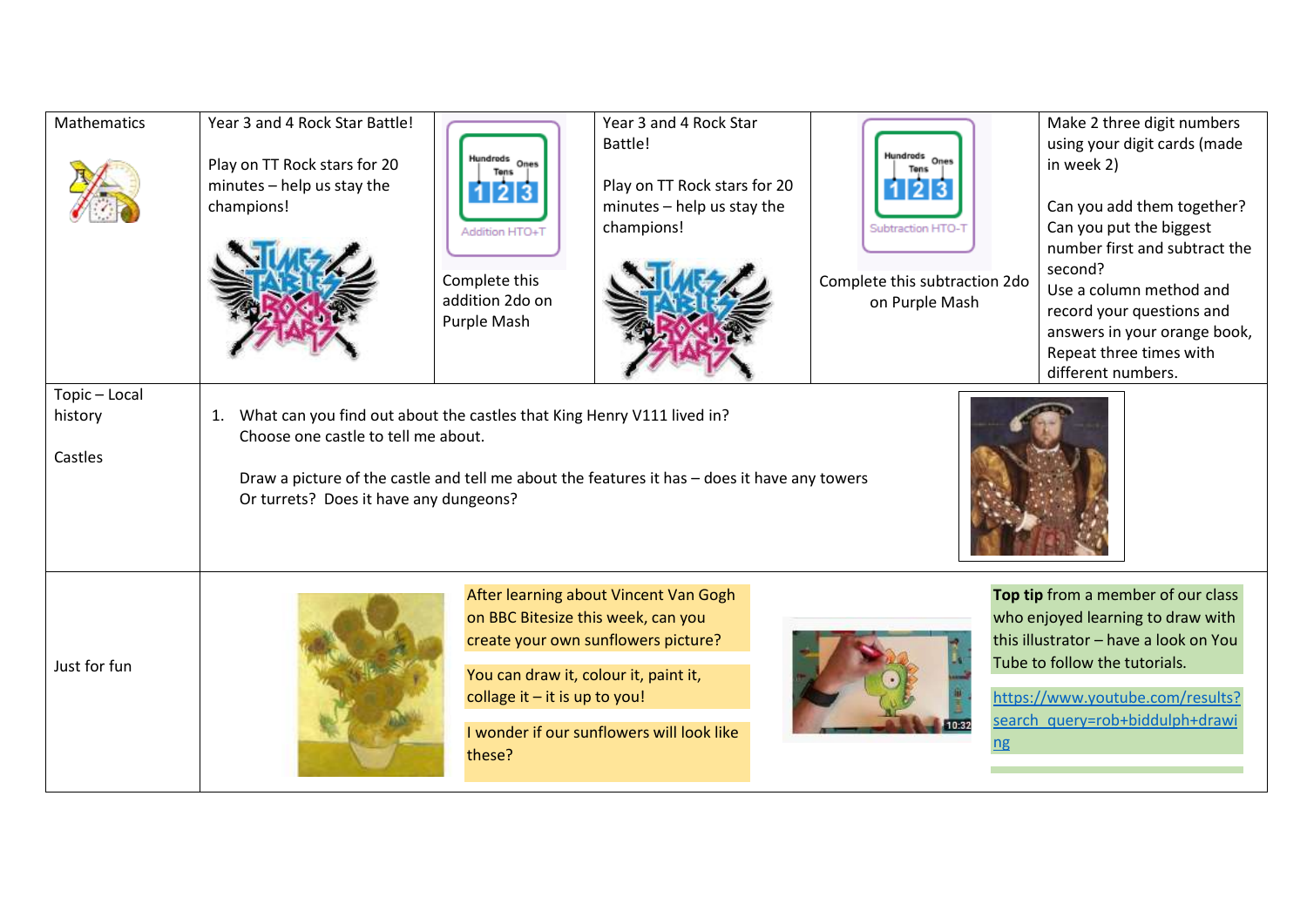| | | | | | |
|---|---|---|---|---|---|
| Mathematics | Year 3 and 4 Rock Star Battle!<br><br>Play on TT Rock stars for 20 minutes – help us stay the champions! | Addition HTO+T<br><br>Complete this addition 2do on Purple Mash | Year 3 and 4 Rock Star Battle!<br><br>Play on TT Rock stars for 20 minutes – help us stay the champions! | Subtraction HTO-T<br><br>Complete this subtraction 2do on Purple Mash | Make 2 three digit numbers using your digit cards (made in week 2)<br><br>Can you add them together? Can you put the biggest number first and subtract the second?<br>Use a column method and record your questions and answers in your orange book, Repeat three times with different numbers. |
| Topic – Local history<br><br>Castles | 1. What can you find out about the castles that King Henry V111 lived in? Choose one castle to tell me about.<br><br>Draw a picture of the castle and tell me about the features it has – does it have any towers Or turrets? Does it have any dungeons? | | | | |
| Just for fun | After learning about Vincent Van Gogh on BBC Bitesize this week, can you create your own sunflowers picture?<br><br>You can draw it, colour it, paint it, collage it – it is up to you!<br><br>I wonder if our sunflowers will look like these? | | | **Top tip** from a member of our class who enjoyed learning to draw with this illustrator – have a look on You Tube to follow the tutorials.<br><br>https://www.youtube.com/results?search_query=rob+biddulph+drawing | |